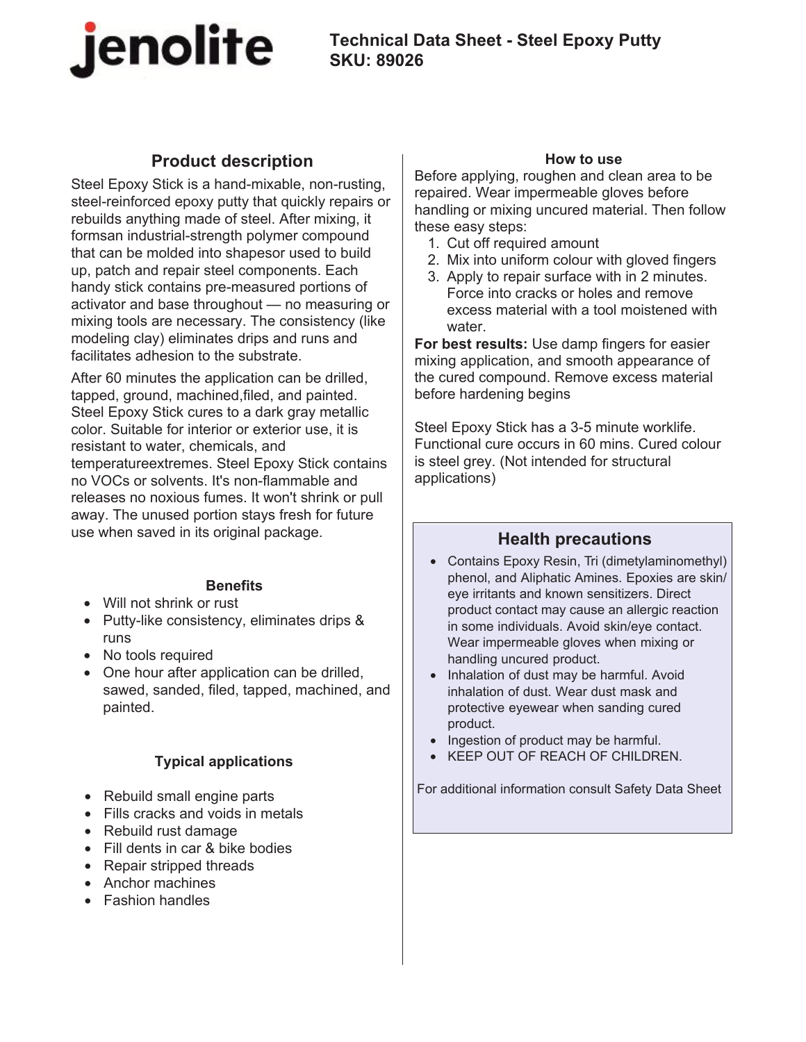jenolite

# Technical Data Sheet - Steel Epoxy Putty
**SKU: 89026**

## Product description

Steel Epoxy Stick is a hand-mixable, non-rusting, steel-reinforced epoxy putty that quickly repairs or rebuilds anything made of steel. After mixing, it formsan industrial-strength polymer compound that can be molded into shapesor used to build up, patch and repair steel components. Each handy stick contains pre-measured portions of activator and base throughout — no measuring or mixing tools are necessary. The consistency (like modeling clay) eliminates drips and runs and facilitates adhesion to the substrate.

After 60 minutes the application can be drilled, tapped, ground, machined,filed, and painted. Steel Epoxy Stick cures to a dark gray metallic color. Suitable for interior or exterior use, it is resistant to water, chemicals, and temperatureextremes. Steel Epoxy Stick contains no VOCs or solvents. It's non-flammable and releases no noxious fumes. It won't shrink or pull away. The unused portion stays fresh for future use when saved in its original package.

### Benefits

- Will not shrink or rust
- Putty-like consistency, eliminates drips & runs
- No tools required
- One hour after application can be drilled, sawed, sanded, filed, tapped, machined, and painted.

### Typical applications

- Rebuild small engine parts
- Fills cracks and voids in metals
- Rebuild rust damage
- Fill dents in car & bike bodies
- Repair stripped threads
- Anchor machines
- Fashion handles

### How to use

Before applying, roughen and clean area to be repaired. Wear impermeable gloves before handling or mixing uncured material. Then follow these easy steps:

1. Cut off required amount
2. Mix into uniform colour with gloved fingers
3. Apply to repair surface with in 2 minutes. Force into cracks or holes and remove excess material with a tool moistened with water.

**For best results:** Use damp fingers for easier mixing application, and smooth appearance of the cured compound. Remove excess material before hardening begins

Steel Epoxy Stick has a 3-5 minute worklife. Functional cure occurs in 60 mins. Cured colour is steel grey. (Not intended for structural applications)

## Health precautions

- Contains Epoxy Resin, Tri (dimetylaminomethyl) phenol, and Aliphatic Amines. Epoxies are skin/ eye irritants and known sensitizers. Direct product contact may cause an allergic reaction in some individuals. Avoid skin/eye contact. Wear impermeable gloves when mixing or handling uncured product.
- Inhalation of dust may be harmful. Avoid inhalation of dust. Wear dust mask and protective eyewear when sanding cured product.
- Ingestion of product may be harmful.
- KEEP OUT OF REACH OF CHILDREN.

For additional information consult Safety Data Sheet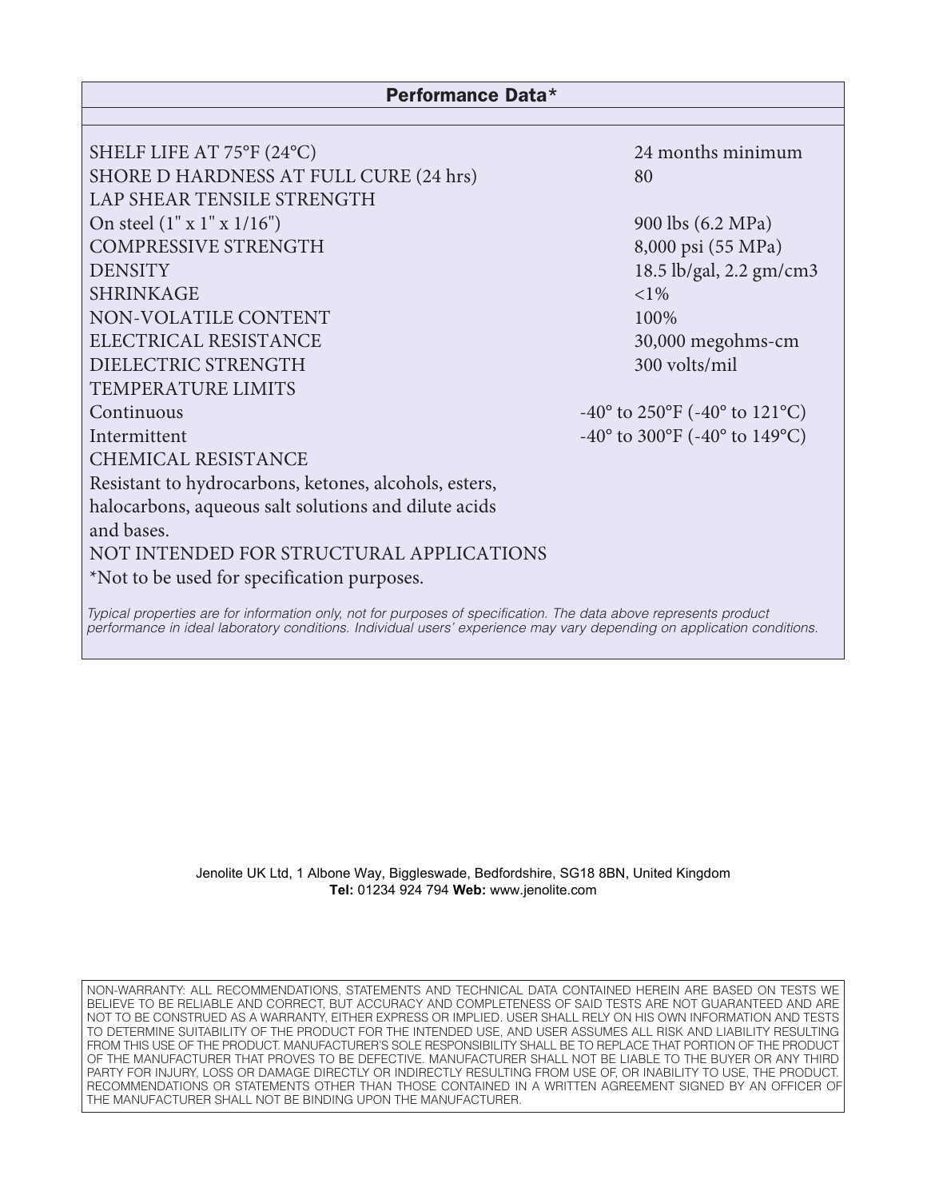## Performance Data*

| | |
|---|---|
| SHELF LIFE AT 75°F (24°C) | 24 months minimum |
| SHORE D HARDNESS AT FULL CURE (24 hrs) | 80 |
| LAP SHEAR TENSILE STRENGTH | |
| On steel (1" x 1" x 1/16") | 900 lbs (6.2 MPa) |
| COMPRESSIVE STRENGTH | 8,000 psi (55 MPa) |
| DENSITY | 18.5 lb/gal, 2.2 gm/cm3 |
| SHRINKAGE | <1% |
| NON-VOLATILE CONTENT | 100% |
| ELECTRICAL RESISTANCE | 30,000 megohms-cm |
| DIELECTRIC STRENGTH | 300 volts/mil |
| TEMPERATURE LIMITS | |
| Continuous | -40° to 250°F (-40° to 121°C) |
| Intermittent | -40° to 300°F (-40° to 149°C) |

CHEMICAL RESISTANCE

Resistant to hydrocarbons, ketones, alcohols, esters, halocarbons, aqueous salt solutions and dilute acids and bases.

NOT INTENDED FOR STRUCTURAL APPLICATIONS

*Not to be used for specification purposes.

*Typical properties are for information only, not for purposes of specification. The data above represents product performance in ideal laboratory conditions. Individual users' experience may vary depending on application conditions.*

Jenolite UK Ltd, 1 Albone Way, Biggleswade, Bedfordshire, SG18 8BN, United Kingdom
**Tel:** 01234 924 794 **Web:** www.jenolite.com

NON-WARRANTY: ALL RECOMMENDATIONS, STATEMENTS AND TECHNICAL DATA CONTAINED HEREIN ARE BASED ON TESTS WE BELIEVE TO BE RELIABLE AND CORRECT, BUT ACCURACY AND COMPLETENESS OF SAID TESTS ARE NOT GUARANTEED AND ARE NOT TO BE CONSTRUED AS A WARRANTY, EITHER EXPRESS OR IMPLIED. USER SHALL RELY ON HIS OWN INFORMATION AND TESTS TO DETERMINE SUITABILITY OF THE PRODUCT FOR THE INTENDED USE, AND USER ASSUMES ALL RISK AND LIABILITY RESULTING FROM THIS USE OF THE PRODUCT. MANUFACTURER'S SOLE RESPONSIBILITY SHALL BE TO REPLACE THAT PORTION OF THE PRODUCT OF THE MANUFACTURER THAT PROVES TO BE DEFECTIVE. MANUFACTURER SHALL NOT BE LIABLE TO THE BUYER OR ANY THIRD PARTY FOR INJURY, LOSS OR DAMAGE DIRECTLY OR INDIRECTLY RESULTING FROM USE OF, OR INABILITY TO USE, THE PRODUCT. RECOMMENDATIONS OR STATEMENTS OTHER THAN THOSE CONTAINED IN A WRITTEN AGREEMENT SIGNED BY AN OFFICER OF THE MANUFACTURER SHALL NOT BE BINDING UPON THE MANUFACTURER.